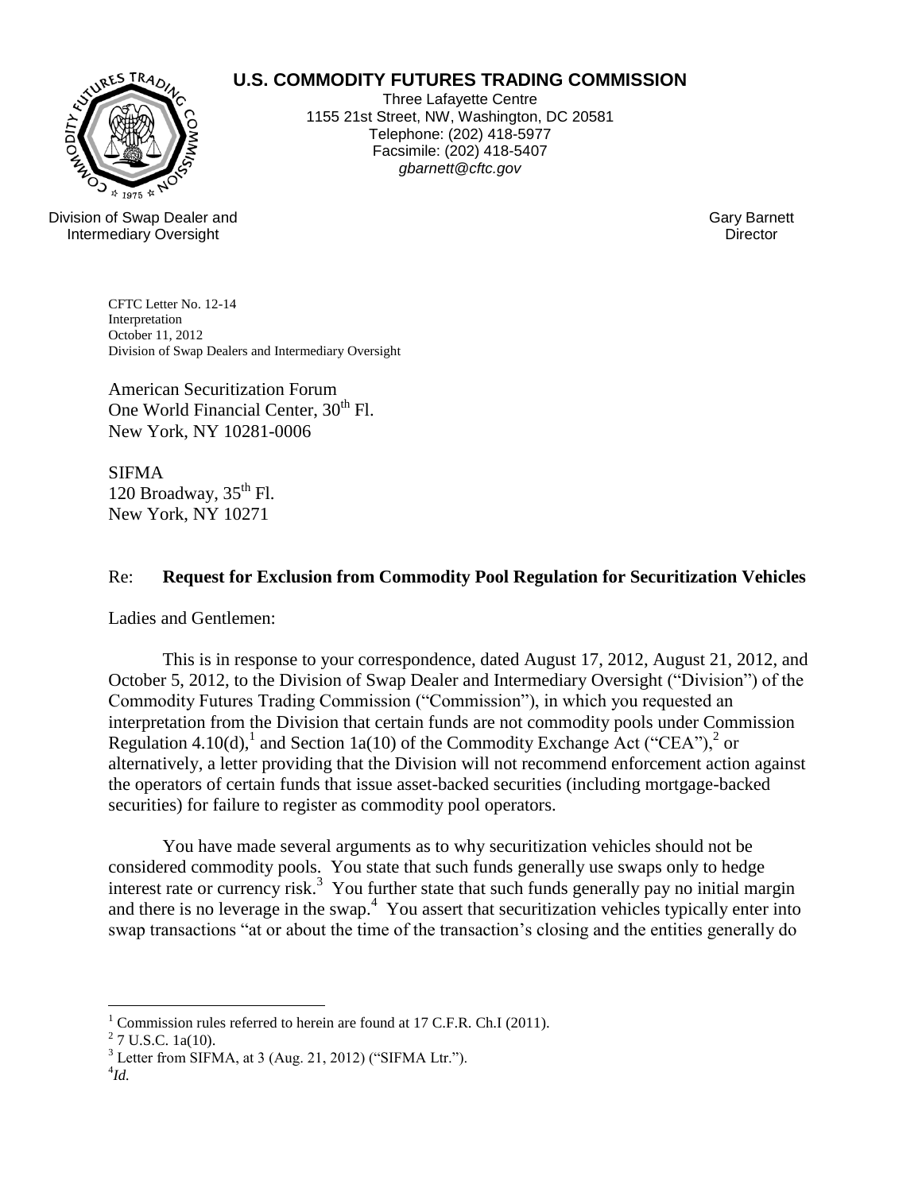**U.S. COMMODITY FUTURES TRADING COMMISSION**

Three Lafayette Centre
1155 21st Street, NW, Washington, DC 20581
Telephone: (202) 418-5977
Facsimile: (202) 418-5407
*gbarnett@cftc.gov*

Division of Swap Dealer and Intermediary Oversight

Gary Barnett
Director

CFTC Letter No. 12-14
Interpretation
October 11, 2012
Division of Swap Dealers and Intermediary Oversight

American Securitization Forum
One World Financial Center, 30th Fl.
New York, NY 10281-0006

SIFMA
120 Broadway, 35th Fl.
New York, NY 10271

Re: **Request for Exclusion from Commodity Pool Regulation for Securitization Vehicles**

Ladies and Gentlemen:

This is in response to your correspondence, dated August 17, 2012, August 21, 2012, and October 5, 2012, to the Division of Swap Dealer and Intermediary Oversight ("Division") of the Commodity Futures Trading Commission ("Commission"), in which you requested an interpretation from the Division that certain funds are not commodity pools under Commission Regulation 4.10(d),[1] and Section 1a(10) of the Commodity Exchange Act ("CEA"),[2] or alternatively, a letter providing that the Division will not recommend enforcement action against the operators of certain funds that issue asset-backed securities (including mortgage-backed securities) for failure to register as commodity pool operators.

You have made several arguments as to why securitization vehicles should not be considered commodity pools. You state that such funds generally use swaps only to hedge interest rate or currency risk.[3] You further state that such funds generally pay no initial margin and there is no leverage in the swap.[4] You assert that securitization vehicles typically enter into swap transactions "at or about the time of the transaction's closing and the entities generally do

---

[1] Commission rules referred to herein are found at 17 C.F.R. Ch.I (2011).

[2] 7 U.S.C. 1a(10).

[3] Letter from SIFMA, at 3 (Aug. 21, 2012) ("SIFMA Ltr.").

[4] *Id.*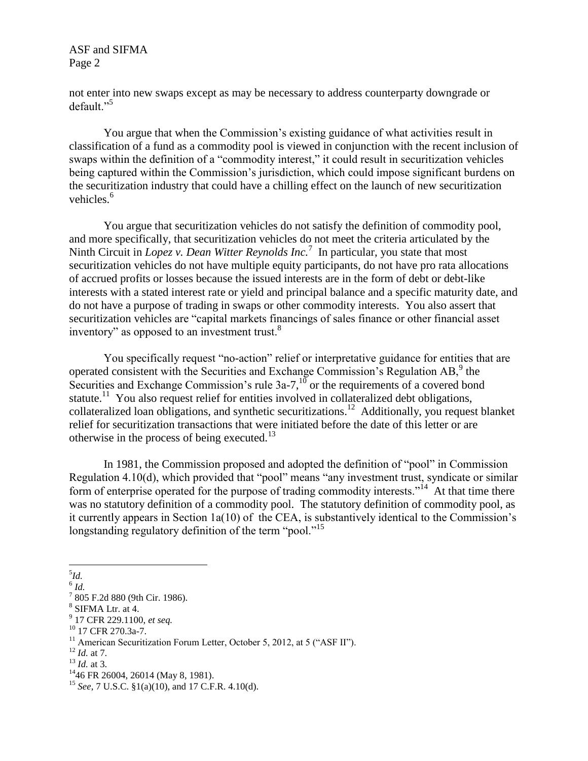not enter into new swaps except as may be necessary to address counterparty downgrade or default."[5]

You argue that when the Commission's existing guidance of what activities result in classification of a fund as a commodity pool is viewed in conjunction with the recent inclusion of swaps within the definition of a "commodity interest," it could result in securitization vehicles being captured within the Commission's jurisdiction, which could impose significant burdens on the securitization industry that could have a chilling effect on the launch of new securitization vehicles.[6]

You argue that securitization vehicles do not satisfy the definition of commodity pool, and more specifically, that securitization vehicles do not meet the criteria articulated by the Ninth Circuit in *Lopez v. Dean Witter Reynolds Inc.*[7] In particular, you state that most securitization vehicles do not have multiple equity participants, do not have pro rata allocations of accrued profits or losses because the issued interests are in the form of debt or debt-like interests with a stated interest rate or yield and principal balance and a specific maturity date, and do not have a purpose of trading in swaps or other commodity interests. You also assert that securitization vehicles are "capital markets financings of sales finance or other financial asset inventory" as opposed to an investment trust.[8]

You specifically request "no-action" relief or interpretative guidance for entities that are operated consistent with the Securities and Exchange Commission's Regulation AB,[9] the Securities and Exchange Commission's rule 3a-7,[10] or the requirements of a covered bond statute.[11] You also request relief for entities involved in collateralized debt obligations, collateralized loan obligations, and synthetic securitizations.[12] Additionally, you request blanket relief for securitization transactions that were initiated before the date of this letter or are otherwise in the process of being executed.[13]

In 1981, the Commission proposed and adopted the definition of "pool" in Commission Regulation 4.10(d), which provided that "pool" means "any investment trust, syndicate or similar form of enterprise operated for the purpose of trading commodity interests."[14] At that time there was no statutory definition of a commodity pool. The statutory definition of commodity pool, as it currently appears in Section 1a(10) of the CEA, is substantively identical to the Commission's longstanding regulatory definition of the term "pool."[15]

---

[5] *Id.*

[6] *Id.*

[7] 805 F.2d 880 (9th Cir. 1986).

[8] SIFMA Ltr. at 4.

[9] 17 CFR 229.1100, *et seq.*

[10] 17 CFR 270.3a-7.

[11] American Securitization Forum Letter, October 5, 2012, at 5 ("ASF II").

[12] *Id.* at 7.

[13] *Id.* at 3.

[14] 46 FR 26004, 26014 (May 8, 1981).

[15] *See*, 7 U.S.C. §1(a)(10), and 17 C.F.R. 4.10(d).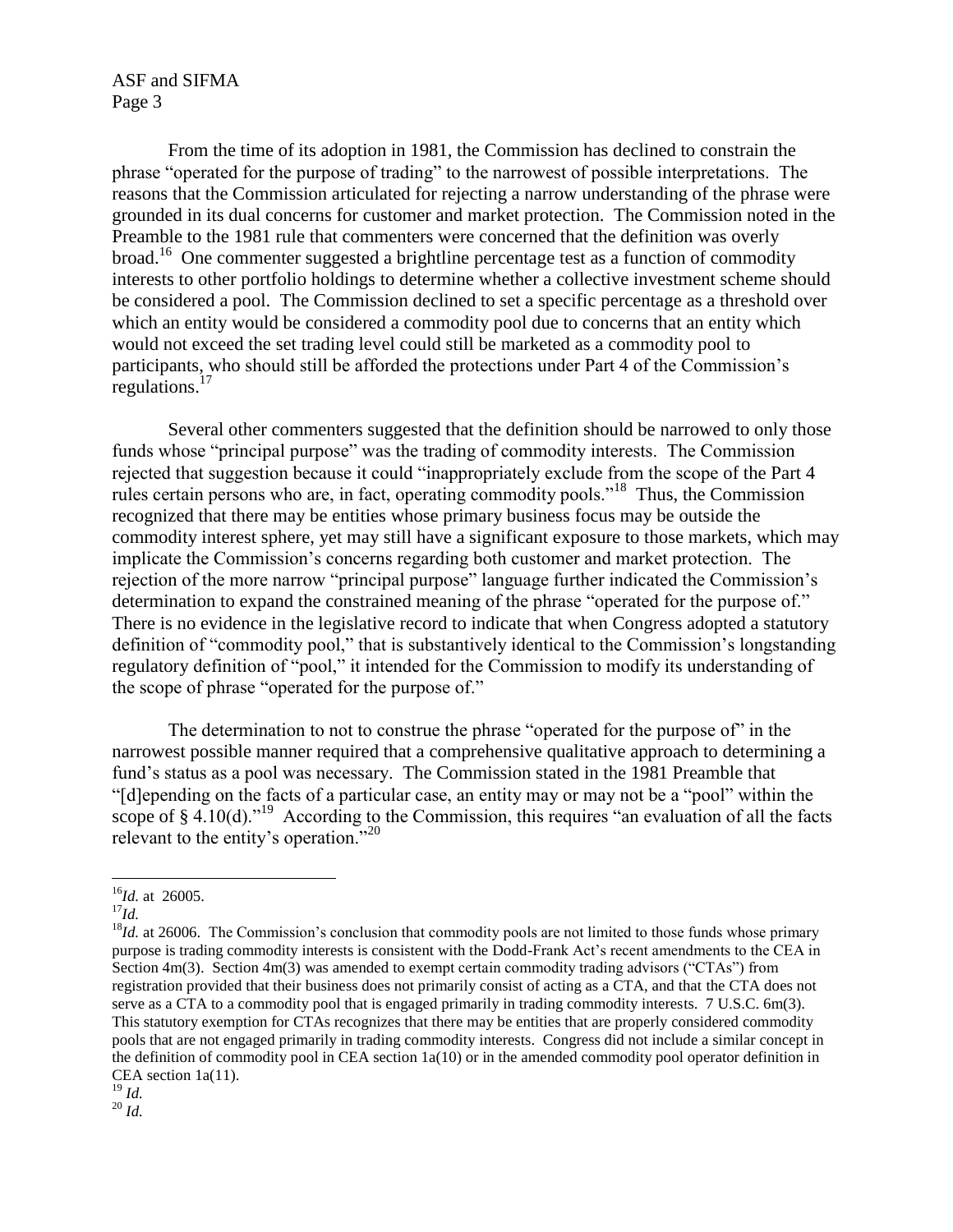From the time of its adoption in 1981, the Commission has declined to constrain the phrase "operated for the purpose of trading" to the narrowest of possible interpretations. The reasons that the Commission articulated for rejecting a narrow understanding of the phrase were grounded in its dual concerns for customer and market protection. The Commission noted in the Preamble to the 1981 rule that commenters were concerned that the definition was overly broad.[16] One commenter suggested a brightline percentage test as a function of commodity interests to other portfolio holdings to determine whether a collective investment scheme should be considered a pool. The Commission declined to set a specific percentage as a threshold over which an entity would be considered a commodity pool due to concerns that an entity which would not exceed the set trading level could still be marketed as a commodity pool to participants, who should still be afforded the protections under Part 4 of the Commission's regulations.[17]

Several other commenters suggested that the definition should be narrowed to only those funds whose "principal purpose" was the trading of commodity interests. The Commission rejected that suggestion because it could "inappropriately exclude from the scope of the Part 4 rules certain persons who are, in fact, operating commodity pools."[18] Thus, the Commission recognized that there may be entities whose primary business focus may be outside the commodity interest sphere, yet may still have a significant exposure to those markets, which may implicate the Commission's concerns regarding both customer and market protection. The rejection of the more narrow "principal purpose" language further indicated the Commission's determination to expand the constrained meaning of the phrase "operated for the purpose of." There is no evidence in the legislative record to indicate that when Congress adopted a statutory definition of "commodity pool," that is substantively identical to the Commission's longstanding regulatory definition of "pool," it intended for the Commission to modify its understanding of the scope of phrase "operated for the purpose of."

The determination to not to construe the phrase "operated for the purpose of" in the narrowest possible manner required that a comprehensive qualitative approach to determining a fund's status as a pool was necessary. The Commission stated in the 1981 Preamble that "[d]epending on the facts of a particular case, an entity may or may not be a "pool" within the scope of § 4.10(d)."[19] According to the Commission, this requires "an evaluation of all the facts relevant to the entity's operation."[20]

---

[16] *Id.* at 26005.

[17] *Id.*

[18] *Id.* at 26006. The Commission's conclusion that commodity pools are not limited to those funds whose primary purpose is trading commodity interests is consistent with the Dodd-Frank Act's recent amendments to the CEA in Section 4m(3). Section 4m(3) was amended to exempt certain commodity trading advisors ("CTAs") from registration provided that their business does not primarily consist of acting as a CTA, and that the CTA does not serve as a CTA to a commodity pool that is engaged primarily in trading commodity interests. 7 U.S.C. 6m(3). This statutory exemption for CTAs recognizes that there may be entities that are properly considered commodity pools that are not engaged primarily in trading commodity interests. Congress did not include a similar concept in the definition of commodity pool in CEA section 1a(10) or in the amended commodity pool operator definition in CEA section 1a(11).

[19] *Id.*

[20] *Id.*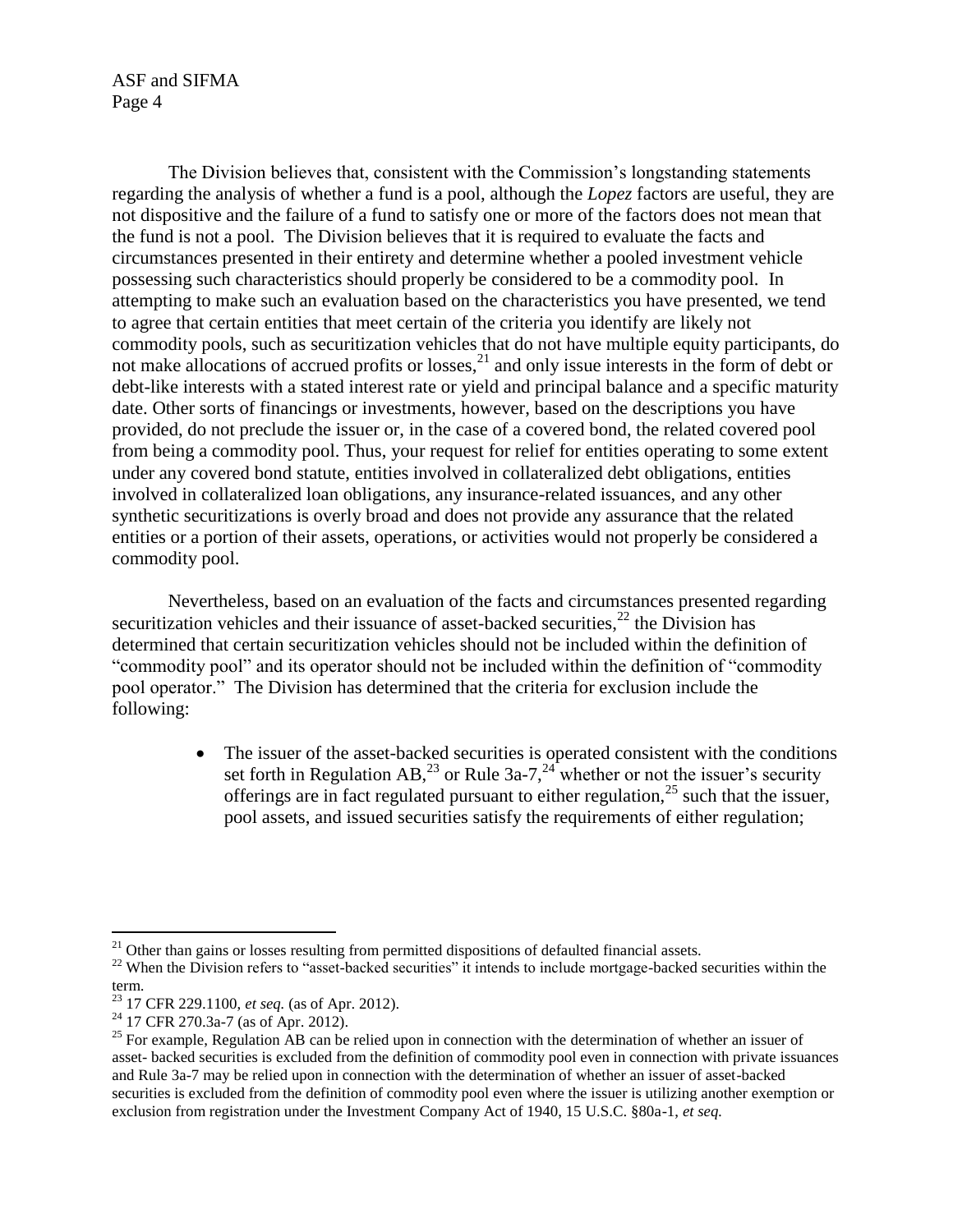The Division believes that, consistent with the Commission's longstanding statements regarding the analysis of whether a fund is a pool, although the *Lopez* factors are useful, they are not dispositive and the failure of a fund to satisfy one or more of the factors does not mean that the fund is not a pool. The Division believes that it is required to evaluate the facts and circumstances presented in their entirety and determine whether a pooled investment vehicle possessing such characteristics should properly be considered to be a commodity pool. In attempting to make such an evaluation based on the characteristics you have presented, we tend to agree that certain entities that meet certain of the criteria you identify are likely not commodity pools, such as securitization vehicles that do not have multiple equity participants, do not make allocations of accrued profits or losses,[21] and only issue interests in the form of debt or debt-like interests with a stated interest rate or yield and principal balance and a specific maturity date. Other sorts of financings or investments, however, based on the descriptions you have provided, do not preclude the issuer or, in the case of a covered bond, the related covered pool from being a commodity pool. Thus, your request for relief for entities operating to some extent under any covered bond statute, entities involved in collateralized debt obligations, entities involved in collateralized loan obligations, any insurance-related issuances, and any other synthetic securitizations is overly broad and does not provide any assurance that the related entities or a portion of their assets, operations, or activities would not properly be considered a commodity pool.

Nevertheless, based on an evaluation of the facts and circumstances presented regarding securitization vehicles and their issuance of asset-backed securities,[22] the Division has determined that certain securitization vehicles should not be included within the definition of "commodity pool" and its operator should not be included within the definition of "commodity pool operator." The Division has determined that the criteria for exclusion include the following:

- The issuer of the asset-backed securities is operated consistent with the conditions set forth in Regulation AB,[23] or Rule 3a-7,[24] whether or not the issuer's security offerings are in fact regulated pursuant to either regulation,[25] such that the issuer, pool assets, and issued securities satisfy the requirements of either regulation;

---

[21] Other than gains or losses resulting from permitted dispositions of defaulted financial assets.

[22] When the Division refers to "asset-backed securities" it intends to include mortgage-backed securities within the term.

[23] 17 CFR 229.1100, *et seq.* (as of Apr. 2012).

[24] 17 CFR 270.3a-7 (as of Apr. 2012).

[25] For example, Regulation AB can be relied upon in connection with the determination of whether an issuer of asset- backed securities is excluded from the definition of commodity pool even in connection with private issuances and Rule 3a-7 may be relied upon in connection with the determination of whether an issuer of asset-backed securities is excluded from the definition of commodity pool even where the issuer is utilizing another exemption or exclusion from registration under the Investment Company Act of 1940, 15 U.S.C. §80a-1, *et seq.*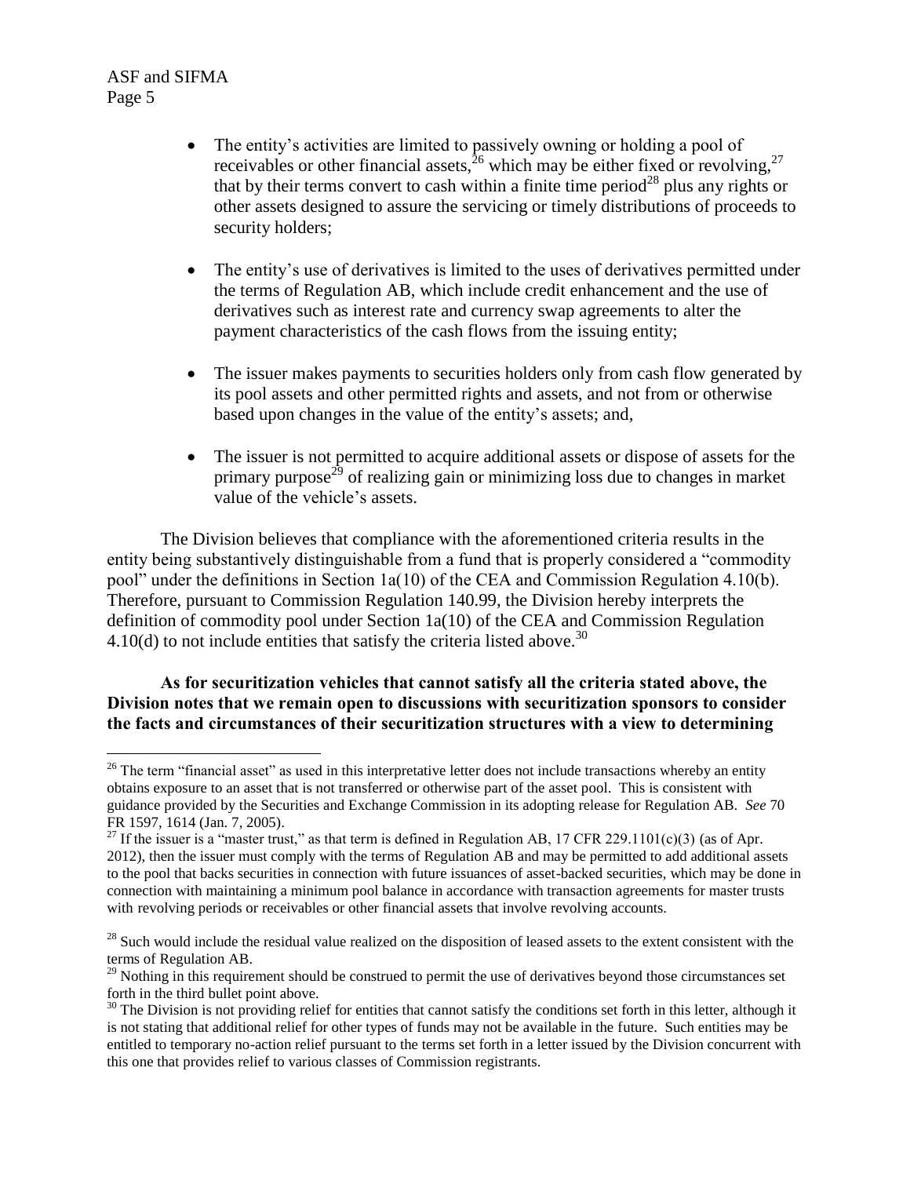- The entity's activities are limited to passively owning or holding a pool of receivables or other financial assets,[26] which may be either fixed or revolving,[27] that by their terms convert to cash within a finite time period[28] plus any rights or other assets designed to assure the servicing or timely distributions of proceeds to security holders;

- The entity's use of derivatives is limited to the uses of derivatives permitted under the terms of Regulation AB, which include credit enhancement and the use of derivatives such as interest rate and currency swap agreements to alter the payment characteristics of the cash flows from the issuing entity;

- The issuer makes payments to securities holders only from cash flow generated by its pool assets and other permitted rights and assets, and not from or otherwise based upon changes in the value of the entity's assets; and,

- The issuer is not permitted to acquire additional assets or dispose of assets for the primary purpose[29] of realizing gain or minimizing loss due to changes in market value of the vehicle's assets.

The Division believes that compliance with the aforementioned criteria results in the entity being substantively distinguishable from a fund that is properly considered a "commodity pool" under the definitions in Section 1a(10) of the CEA and Commission Regulation 4.10(b). Therefore, pursuant to Commission Regulation 140.99, the Division hereby interprets the definition of commodity pool under Section 1a(10) of the CEA and Commission Regulation 4.10(d) to not include entities that satisfy the criteria listed above.[30]

**As for securitization vehicles that cannot satisfy all the criteria stated above, the Division notes that we remain open to discussions with securitization sponsors to consider the facts and circumstances of their securitization structures with a view to determining**

---

[26] The term "financial asset" as used in this interpretative letter does not include transactions whereby an entity obtains exposure to an asset that is not transferred or otherwise part of the asset pool. This is consistent with guidance provided by the Securities and Exchange Commission in its adopting release for Regulation AB. *See* 70 FR 1597, 1614 (Jan. 7, 2005).

[27] If the issuer is a "master trust," as that term is defined in Regulation AB, 17 CFR 229.1101(c)(3) (as of Apr. 2012), then the issuer must comply with the terms of Regulation AB and may be permitted to add additional assets to the pool that backs securities in connection with future issuances of asset-backed securities, which may be done in connection with maintaining a minimum pool balance in accordance with transaction agreements for master trusts with revolving periods or receivables or other financial assets that involve revolving accounts.

[28] Such would include the residual value realized on the disposition of leased assets to the extent consistent with the terms of Regulation AB.

[29] Nothing in this requirement should be construed to permit the use of derivatives beyond those circumstances set forth in the third bullet point above.

[30] The Division is not providing relief for entities that cannot satisfy the conditions set forth in this letter, although it is not stating that additional relief for other types of funds may not be available in the future. Such entities may be entitled to temporary no-action relief pursuant to the terms set forth in a letter issued by the Division concurrent with this one that provides relief to various classes of Commission registrants.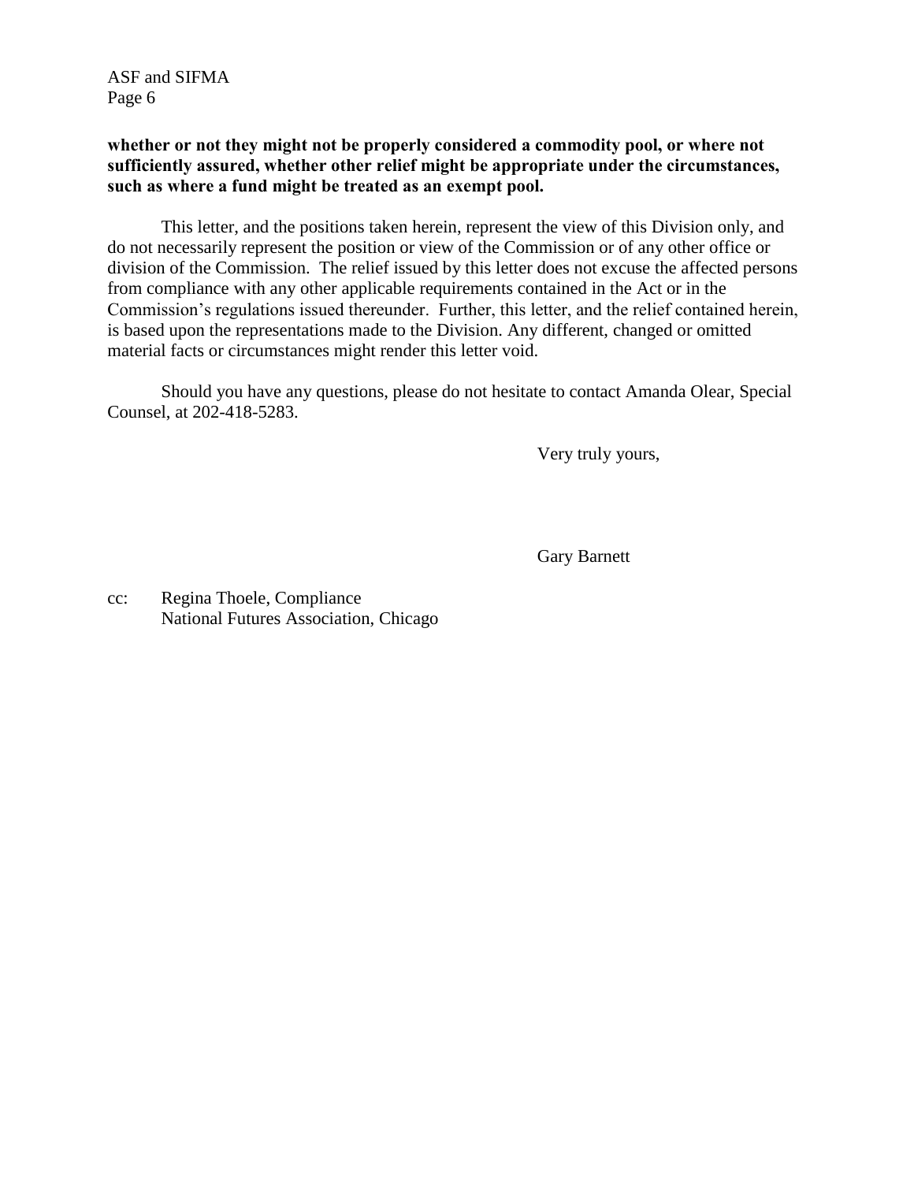**whether or not they might not be properly considered a commodity pool, or where not sufficiently assured, whether other relief might be appropriate under the circumstances, such as where a fund might be treated as an exempt pool.**

This letter, and the positions taken herein, represent the view of this Division only, and do not necessarily represent the position or view of the Commission or of any other office or division of the Commission. The relief issued by this letter does not excuse the affected persons from compliance with any other applicable requirements contained in the Act or in the Commission's regulations issued thereunder. Further, this letter, and the relief contained herein, is based upon the representations made to the Division. Any different, changed or omitted material facts or circumstances might render this letter void.

Should you have any questions, please do not hesitate to contact Amanda Olear, Special Counsel, at 202-418-5283.

Very truly yours,

Gary Barnett

cc: Regina Thoele, Compliance
National Futures Association, Chicago